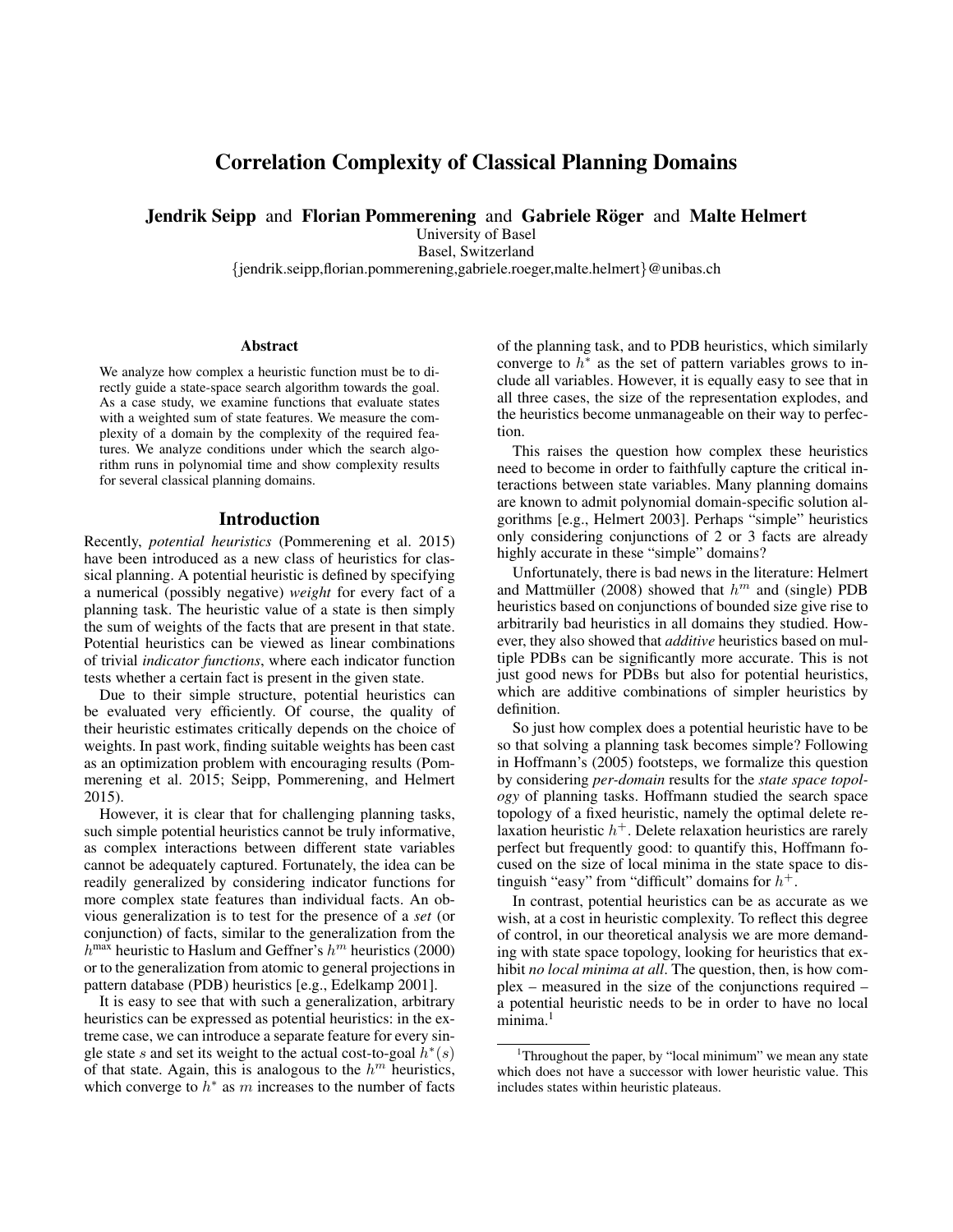# Correlation Complexity of Classical Planning Domains

**Jendrik Seipp** and **Florian Pommerening** and **Gabriele Röger** and **Malte Helmert**

University of Basel
Basel, Switzerland
{jendrik.seipp,florian.pommerening,gabriele.roeger,malte.helmert}@unibas.ch

### Abstract

We analyze how complex a heuristic function must be to directly guide a state-space search algorithm towards the goal. As a case study, we examine functions that evaluate states with a weighted sum of state features. We measure the complexity of a domain by the complexity of the required features. We analyze conditions under which the search algorithm runs in polynomial time and show complexity results for several classical planning domains.

## Introduction

Recently, *potential heuristics* (Pommerening et al. 2015) have been introduced as a new class of heuristics for classical planning. A potential heuristic is defined by specifying a numerical (possibly negative) *weight* for every fact of a planning task. The heuristic value of a state is then simply the sum of weights of the facts that are present in that state. Potential heuristics can be viewed as linear combinations of trivial *indicator functions*, where each indicator function tests whether a certain fact is present in the given state.

Due to their simple structure, potential heuristics can be evaluated very efficiently. Of course, the quality of their heuristic estimates critically depends on the choice of weights. In past work, finding suitable weights has been cast as an optimization problem with encouraging results (Pommerening et al. 2015; Seipp, Pommerening, and Helmert 2015).

However, it is clear that for challenging planning tasks, such simple potential heuristics cannot be truly informative, as complex interactions between different state variables cannot be adequately captured. Fortunately, the idea can be readily generalized by considering indicator functions for more complex state features than individual facts. An obvious generalization is to test for the presence of a *set* (or conjunction) of facts, similar to the generalization from the $h^{\max}$ heuristic to Haslum and Geffner's $h^m$ heuristics (2000) or to the generalization from atomic to general projections in pattern database (PDB) heuristics [e.g., Edelkamp 2001].

It is easy to see that with such a generalization, arbitrary heuristics can be expressed as potential heuristics: in the extreme case, we can introduce a separate feature for every single state $s$ and set its weight to the actual cost-to-goal $h^*(s)$ of that state. Again, this is analogous to the $h^m$ heuristics, which converge to $h^*$ as $m$ increases to the number of facts of the planning task, and to PDB heuristics, which similarly converge to $h^*$ as the set of pattern variables grows to include all variables. However, it is equally easy to see that in all three cases, the size of the representation explodes, and the heuristics become unmanageable on their way to perfection.

This raises the question how complex these heuristics need to become in order to faithfully capture the critical interactions between state variables. Many planning domains are known to admit polynomial domain-specific solution algorithms [e.g., Helmert 2003]. Perhaps "simple" heuristics only considering conjunctions of 2 or 3 facts are already highly accurate in these "simple" domains?

Unfortunately, there is bad news in the literature: Helmert and Mattmüller (2008) showed that $h^m$ and (single) PDB heuristics based on conjunctions of bounded size give rise to arbitrarily bad heuristics in all domains they studied. However, they also showed that *additive* heuristics based on multiple PDBs can be significantly more accurate. This is not just good news for PDBs but also for potential heuristics, which are additive combinations of simpler heuristics by definition.

So just how complex does a potential heuristic have to be so that solving a planning task becomes simple? Following in Hoffmann's (2005) footsteps, we formalize this question by considering *per-domain* results for the *state space topology* of planning tasks. Hoffmann studied the search space topology of a fixed heuristic, namely the optimal delete relaxation heuristic $h^+$. Delete relaxation heuristics are rarely perfect but frequently good: to quantify this, Hoffmann focused on the size of local minima in the state space to distinguish "easy" from "difficult" domains for $h^+$.

In contrast, potential heuristics can be as accurate as we wish, at a cost in heuristic complexity. To reflect this degree of control, in our theoretical analysis we are more demanding with state space topology, looking for heuristics that exhibit *no local minima at all*. The question, then, is how complex – measured in the size of the conjunctions required – a potential heuristic needs to be in order to have no local minima.[1]

[1] Throughout the paper, by "local minimum" we mean any state which does not have a successor with lower heuristic value. This includes states within heuristic plateaus.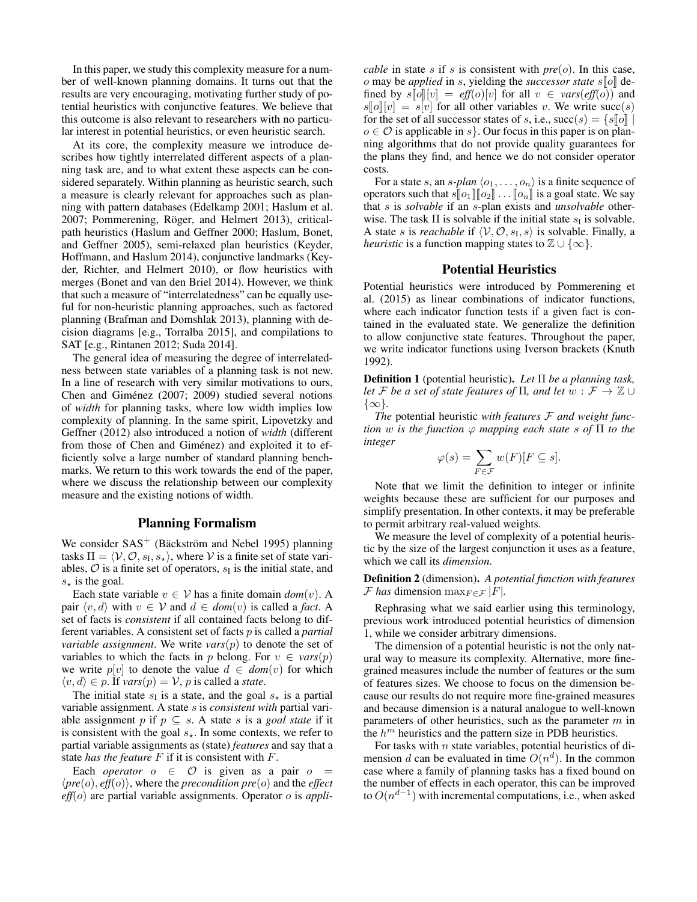In this paper, we study this complexity measure for a number of well-known planning domains. It turns out that the results are very encouraging, motivating further study of potential heuristics with conjunctive features. We believe that this outcome is also relevant to researchers with no particular interest in potential heuristics, or even heuristic search.

At its core, the complexity measure we introduce describes how tightly interrelated different aspects of a planning task are, and to what extent these aspects can be considered separately. Within planning as heuristic search, such a measure is clearly relevant for approaches such as planning with pattern databases (Edelkamp 2001; Haslum et al. 2007; Pommerening, Röger, and Helmert 2013), critical-path heuristics (Haslum and Geffner 2000; Haslum, Bonet, and Geffner 2005), semi-relaxed plan heuristics (Keyder, Hoffmann, and Haslum 2014), conjunctive landmarks (Keyder, Richter, and Helmert 2010), or flow heuristics with merges (Bonet and van den Briel 2014). However, we think that such a measure of "interrelatedness" can be equally useful for non-heuristic planning approaches, such as factored planning (Brafman and Domshlak 2013), planning with decision diagrams [e.g., Torralba 2015], and compilations to SAT [e.g., Rintanen 2012; Suda 2014].

The general idea of measuring the degree of interrelatedness between state variables of a planning task is not new. In a line of research with very similar motivations to ours, Chen and Giménez (2007; 2009) studied several notions of *width* for planning tasks, where low width implies low complexity of planning. In the same spirit, Lipovetzky and Geffner (2012) also introduced a notion of *width* (different from those of Chen and Giménez) and exploited it to efficiently solve a large number of standard planning benchmarks. We return to this work towards the end of the paper, where we discuss the relationship between our complexity measure and the existing notions of width.

## Planning Formalism

We consider $\text{SAS}^+$ (Bäckström and Nebel 1995) planning tasks $\Pi = \langle \mathcal{V}, \mathcal{O}, s_\text{I}, s_\star \rangle$, where $\mathcal{V}$ is a finite set of state variables, $\mathcal{O}$ is a finite set of operators, $s_\text{I}$ is the initial state, and $s_\star$ is the goal.

Each state variable $v \in \mathcal{V}$ has a finite domain $\mathit{dom}(v)$. A pair $\langle v, d \rangle$ with $v \in \mathcal{V}$ and $d \in \mathit{dom}(v)$ is called a *fact*. A set of facts is *consistent* if all contained facts belong to different variables. A consistent set of facts $p$ is called a *partial variable assignment*. We write $\mathit{vars}(p)$ to denote the set of variables to which the facts in $p$ belong. For $v \in \mathit{vars}(p)$ we write $p[v]$ to denote the value $d \in \mathit{dom}(v)$ for which $\langle v, d \rangle \in p$. If $\mathit{vars}(p) = \mathcal{V}$, $p$ is called a *state*.

The initial state $s_\text{I}$ is a state, and the goal $s_\star$ is a partial variable assignment. A state $s$ is *consistent with* partial variable assignment $p$ if $p \subseteq s$. A state $s$ is a *goal state* if it is consistent with the goal $s_\star$. In some contexts, we refer to partial variable assignments as (state) *features* and say that a state *has the feature* $F$ if it is consistent with $F$.

Each *operator* $o \in \mathcal{O}$ is given as a pair $o = \langle \mathit{pre}(o), \mathit{eff}(o) \rangle$, where the *precondition* $\mathit{pre}(o)$ and the *effect* $\mathit{eff}(o)$ are partial variable assignments. Operator $o$ is *applicable* in state $s$ if $s$ is consistent with $\mathit{pre}(o)$. In this case, $o$ may be *applied* in $s$, yielding the *successor state* $s[\![o]\!]$ defined by $s[\![o]\!][v] = \mathit{eff}(o)[v]$ for all $v \in \mathit{vars}(\mathit{eff}(o))$ and $s[\![o]\!][v] = s[v]$ for all other variables $v$. We write $\text{succ}(s)$ for the set of all successor states of $s$, i.e., $\text{succ}(s) = \{s[\![o]\!] \mid o \in \mathcal{O} \text{ is applicable in } s\}$. Our focus in this paper is on planning algorithms that do not provide quality guarantees for the plans they find, and hence we do not consider operator costs.

For a state $s$, an *$s$-plan* $\langle o_1, \dots, o_n \rangle$ is a finite sequence of operators such that $s[\![o_1]\!][\![o_2]\!] \dots [\![o_n]\!]$ is a goal state. We say that $s$ is *solvable* if an $s$-plan exists and *unsolvable* otherwise. The task $\Pi$ is solvable if the initial state $s_\text{I}$ is solvable. A state $s$ is *reachable* if $\langle \mathcal{V}, \mathcal{O}, s_\text{I}, s \rangle$ is solvable. Finally, a *heuristic* is a function mapping states to $\mathbb{Z} \cup \{\infty\}$.

## Potential Heuristics

Potential heuristics were introduced by Pommerening et al. (2015) as linear combinations of indicator functions, where each indicator function tests if a given fact is contained in the evaluated state. We generalize the definition to allow conjunctive state features. Throughout the paper, we write indicator functions using Iverson brackets (Knuth 1992).

**Definition 1** (potential heuristic). *Let $\Pi$ be a planning task, let $\mathcal{F}$ be a set of state features of $\Pi$, and let $w : \mathcal{F} \to \mathbb{Z} \cup \{\infty\}$.*

*The* potential heuristic *with features $\mathcal{F}$ and weight function $w$ is the function $\varphi$ mapping each state $s$ of $\Pi$ to the integer*

$$\varphi(s) = \sum_{F \in \mathcal{F}} w(F)[F \subseteq s].$$

Note that we limit the definition to integer or infinite weights because these are sufficient for our purposes and simplify presentation. In other contexts, it may be preferable to permit arbitrary real-valued weights.

We measure the level of complexity of a potential heuristic by the size of the largest conjunction it uses as a feature, which we call its *dimension*.

**Definition 2** (dimension). *A potential function with features $\mathcal{F}$ has* dimension $\max_{F \in \mathcal{F}} |F|$.

Rephrasing what we said earlier using this terminology, previous work introduced potential heuristics of dimension 1, while we consider arbitrary dimensions.

The dimension of a potential heuristic is not the only natural way to measure its complexity. Alternative, more fine-grained measures include the number of features or the sum of features sizes. We choose to focus on the dimension because our results do not require more fine-grained measures and because dimension is a natural analogue to well-known parameters of other heuristics, such as the parameter $m$ in the $h^m$ heuristics and the pattern size in PDB heuristics.

For tasks with $n$ state variables, potential heuristics of dimension $d$ can be evaluated in time $O(n^d)$. In the common case where a family of planning tasks has a fixed bound on the number of effects in each operator, this can be improved to $O(n^{d-1})$ with incremental computations, i.e., when asked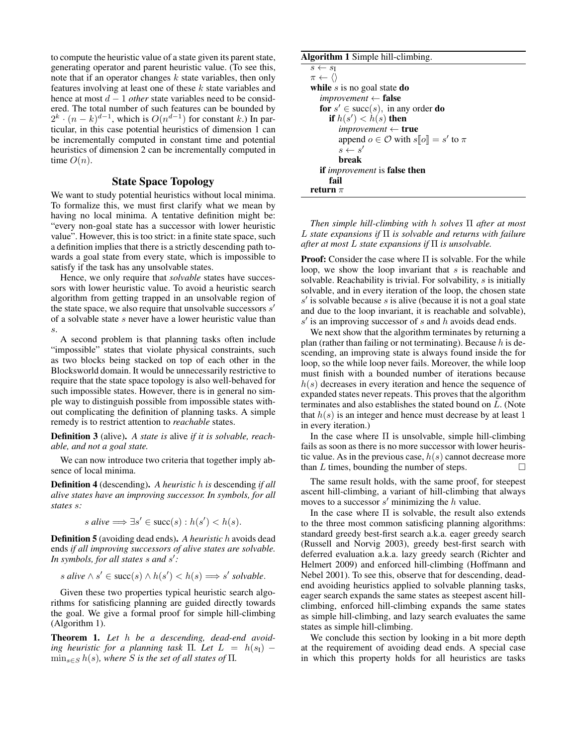to compute the heuristic value of a state given its parent state, generating operator and parent heuristic value. (To see this, note that if an operator changes $k$ state variables, then only features involving at least one of these $k$ state variables and hence at most $d - 1$ *other* state variables need to be considered. The total number of such features can be bounded by $2^k \cdot (n - k)^{d-1}$, which is $O(n^{d-1})$ for constant $k$.) In particular, in this case potential heuristics of dimension 1 can be incrementally computed in constant time and potential heuristics of dimension 2 can be incrementally computed in time $O(n)$.

## State Space Topology

We want to study potential heuristics without local minima. To formalize this, we must first clarify what we mean by having no local minima. A tentative definition might be: "every non-goal state has a successor with lower heuristic value". However, this is too strict: in a finite state space, such a definition implies that there is a strictly descending path towards a goal state from every state, which is impossible to satisfy if the task has any unsolvable states.

Hence, we only require that *solvable* states have successors with lower heuristic value. To avoid a heuristic search algorithm from getting trapped in an unsolvable region of the state space, we also require that unsolvable successors $s'$ of a solvable state $s$ never have a lower heuristic value than $s$.

A second problem is that planning tasks often include "impossible" states that violate physical constraints, such as two blocks being stacked on top of each other in the Blocksworld domain. It would be unnecessarily restrictive to require that the state space topology is also well-behaved for such impossible states. However, there is in general no simple way to distinguish possible from impossible states without complicating the definition of planning tasks. A simple remedy is to restrict attention to *reachable* states.

**Definition 3** (alive)**.** *A state is* alive *if it is solvable, reachable, and not a goal state.*

We can now introduce two criteria that together imply absence of local minima.

**Definition 4** (descending)**.** *A heuristic $h$ is* descending *if all alive states have an improving successor. In symbols, for all states $s$:*

$$s \text{ alive} \Longrightarrow \exists s' \in \text{succ}(s) : h(s') < h(s).$$

**Definition 5** (avoiding dead ends)**.** *A heuristic $h$* avoids dead ends *if all improving successors of alive states are solvable. In symbols, for all states $s$ and $s'$:*

$$s \text{ alive} \wedge s' \in \text{succ}(s) \wedge h(s') < h(s) \Longrightarrow s' \text{ solvable}.$$

Given these two properties typical heuristic search algorithms for satisficing planning are guided directly towards the goal. We give a formal proof for simple hill-climbing (Algorithm 1).

**Algorithm 1** Simple hill-climbing.

```
s ← s_I
π ← ⟨⟩
while s is no goal state do
    improvement ← false
    for s' ∈ succ(s), in any order do
        if h(s') < h(s) then
            improvement ← true
            append o ∈ O with s⟦o⟧ = s' to π
            s ← s'
            break
    if improvement is false then
        fail
return π
```

**Theorem 1.** *Let $h$ be a descending, dead-end avoiding heuristic for a planning task $\Pi$. Let $L = h(s_I) - \min_{s \in S} h(s)$, where $S$ is the set of all states of $\Pi$.*

*Then simple hill-climbing with $h$ solves $\Pi$ after at most $L$ state expansions if $\Pi$ is solvable and returns with failure after at most $L$ state expansions if $\Pi$ is unsolvable.*

**Proof:** Consider the case where $\Pi$ is solvable. For the while loop, we show the loop invariant that $s$ is reachable and solvable. Reachability is trivial. For solvability, $s$ is initially solvable, and in every iteration of the loop, the chosen state $s'$ is solvable because $s$ is alive (because it is not a goal state and due to the loop invariant, it is reachable and solvable), $s'$ is an improving successor of $s$ and $h$ avoids dead ends.

We next show that the algorithm terminates by returning a plan (rather than failing or not terminating). Because $h$ is descending, an improving state is always found inside the for loop, so the while loop never fails. Moreover, the while loop must finish with a bounded number of iterations because $h(s)$ decreases in every iteration and hence the sequence of expanded states never repeats. This proves that the algorithm terminates and also establishes the stated bound on $L$. (Note that $h(s)$ is an integer and hence must decrease by at least 1 in every iteration.)

In the case where $\Pi$ is unsolvable, simple hill-climbing fails as soon as there is no more successor with lower heuristic value. As in the previous case, $h(s)$ cannot decrease more than $L$ times, bounding the number of steps. □

The same result holds, with the same proof, for steepest ascent hill-climbing, a variant of hill-climbing that always moves to a successor $s'$ minimizing the $h$ value.

In the case where $\Pi$ is solvable, the result also extends to the three most common satisficing planning algorithms: standard greedy best-first search a.k.a. eager greedy search (Russell and Norvig 2003), greedy best-first search with deferred evaluation a.k.a. lazy greedy search (Richter and Helmert 2009) and enforced hill-climbing (Hoffmann and Nebel 2001). To see this, observe that for descending, dead-end avoiding heuristics applied to solvable planning tasks, eager search expands the same states as steepest ascent hill-climbing, enforced hill-climbing expands the same states as simple hill-climbing, and lazy search evaluates the same states as simple hill-climbing.

We conclude this section by looking in a bit more depth at the requirement of avoiding dead ends. A special case in which this property holds for all heuristics are tasks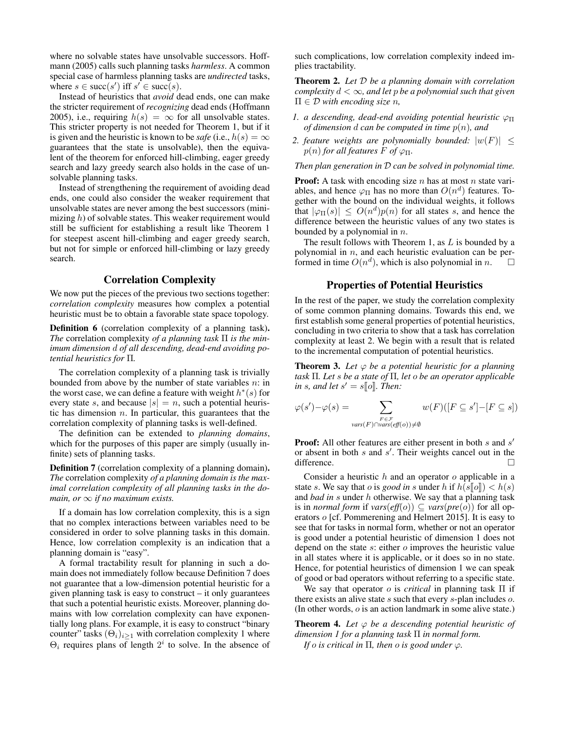where no solvable states have unsolvable successors. Hoffmann (2005) calls such planning tasks *harmless*. A common special case of harmless planning tasks are *undirected* tasks, where $s \in \text{succ}(s')$ iff $s' \in \text{succ}(s)$.

Instead of heuristics that *avoid* dead ends, one can make the stricter requirement of *recognizing* dead ends (Hoffmann 2005), i.e., requiring $h(s) = \infty$ for all unsolvable states. This stricter property is not needed for Theorem 1, but if it is given and the heuristic is known to be *safe* (i.e., $h(s) = \infty$ guarantees that the state is unsolvable), then the equivalent of the theorem for enforced hill-climbing, eager greedy search and lazy greedy search also holds in the case of unsolvable planning tasks.

Instead of strengthening the requirement of avoiding dead ends, one could also consider the weaker requirement that unsolvable states are never among the best successors (minimizing $h$) of solvable states. This weaker requirement would still be sufficient for establishing a result like Theorem 1 for steepest ascent hill-climbing and eager greedy search, but not for simple or enforced hill-climbing or lazy greedy search.

## Correlation Complexity

We now put the pieces of the previous two sections together: *correlation complexity* measures how complex a potential heuristic must be to obtain a favorable state space topology.

**Definition 6** (correlation complexity of a planning task)**.** *The* correlation complexity *of a planning task* $\Pi$ *is the minimum dimension* $d$ *of all descending, dead-end avoiding potential heuristics for* $\Pi$*.*

The correlation complexity of a planning task is trivially bounded from above by the number of state variables $n$: in the worst case, we can define a feature with weight $h^*(s)$ for every state $s$, and because $|s| = n$, such a potential heuristic has dimension $n$. In particular, this guarantees that the correlation complexity of planning tasks is well-defined.

The definition can be extended to *planning domains*, which for the purposes of this paper are simply (usually infinite) sets of planning tasks.

**Definition 7** (correlation complexity of a planning domain)**.** *The* correlation complexity *of a planning domain is the maximal correlation complexity of all planning tasks in the domain, or* $\infty$ *if no maximum exists.*

If a domain has low correlation complexity, this is a sign that no complex interactions between variables need to be considered in order to solve planning tasks in this domain. Hence, low correlation complexity is an indication that a planning domain is "easy".

A formal tractability result for planning in such a domain does not immediately follow because Definition 7 does not guarantee that a low-dimension potential heuristic for a given planning task is easy to construct – it only guarantees that such a potential heuristic exists. Moreover, planning domains with low correlation complexity can have exponentially long plans. For example, it is easy to construct "binary counter" tasks $(\Theta_i)_{i\geq 1}$ with correlation complexity 1 where $\Theta_i$ requires plans of length $2^i$ to solve. In the absence of such complications, low correlation complexity indeed implies tractability.

**Theorem 2.** *Let* $\mathcal{D}$ *be a planning domain with correlation complexity* $d < \infty$*, and let* $p$ *be a polynomial such that given* $\Pi \in \mathcal{D}$ *with encoding size* $n$*,*

1. *a descending, dead-end avoiding potential heuristic* $\varphi_\Pi$ *of dimension* $d$ *can be computed in time* $p(n)$*, and*
2. *feature weights are polynomially bounded:* $|w(F)| \leq p(n)$ *for all features* $F$ *of* $\varphi_\Pi$*.*

*Then plan generation in* $\mathcal{D}$ *can be solved in polynomial time.*

**Proof:** A task with encoding size $n$ has at most $n$ state variables, and hence $\varphi_\Pi$ has no more than $O(n^d)$ features. Together with the bound on the individual weights, it follows that $|\varphi_\Pi(s)| \leq O(n^d)p(n)$ for all states $s$, and hence the difference between the heuristic values of any two states is bounded by a polynomial in $n$.

The result follows with Theorem 1, as $L$ is bounded by a polynomial in $n$, and each heuristic evaluation can be performed in time $O(n^d)$, which is also polynomial in $n$. $\square$

## Properties of Potential Heuristics

In the rest of the paper, we study the correlation complexity of some common planning domains. Towards this end, we first establish some general properties of potential heuristics, concluding in two criteria to show that a task has correlation complexity at least 2. We begin with a result that is related to the incremental computation of potential heuristics.

**Theorem 3.** *Let* $\varphi$ *be a potential heuristic for a planning task* $\Pi$*. Let* $s$ *be a state of* $\Pi$*, let* $o$ *be an operator applicable in* $s$*, and let* $s' = s[\![o]\!]$*. Then:*

$$\varphi(s') - \varphi(s) = \sum_{\substack{F \in \mathcal{F} \\ vars(F) \cap vars(eff(o)) \neq \emptyset}} w(F)([F \subseteq s'] - [F \subseteq s])$$

**Proof:** All other features are either present in both $s$ and $s'$ or absent in both $s$ and $s'$. Their weights cancel out in the difference. $\square$

Consider a heuristic $h$ and an operator $o$ applicable in a state $s$. We say that $o$ is *good in* $s$ under $h$ if $h(s[\![o]\!]) < h(s)$ and *bad in* $s$ under $h$ otherwise. We say that a planning task is in *normal form* if $vars(eff(o)) \subseteq vars(pre(o))$ for all operators $o$ [cf. Pommerening and Helmert 2015]. It is easy to see that for tasks in normal form, whether or not an operator is good under a potential heuristic of dimension 1 does not depend on the state $s$: either $o$ improves the heuristic value in all states where it is applicable, or it does so in no state. Hence, for potential heuristics of dimension 1 we can speak of good or bad operators without referring to a specific state.

We say that operator $o$ is *critical* in planning task $\Pi$ if there exists an alive state $s$ such that every $s$-plan includes $o$. (In other words, $o$ is an action landmark in some alive state.)

**Theorem 4.** *Let* $\varphi$ *be a descending potential heuristic of dimension 1 for a planning task* $\Pi$ *in normal form.*

*If* $o$ *is critical in* $\Pi$*, then* $o$ *is good under* $\varphi$*.*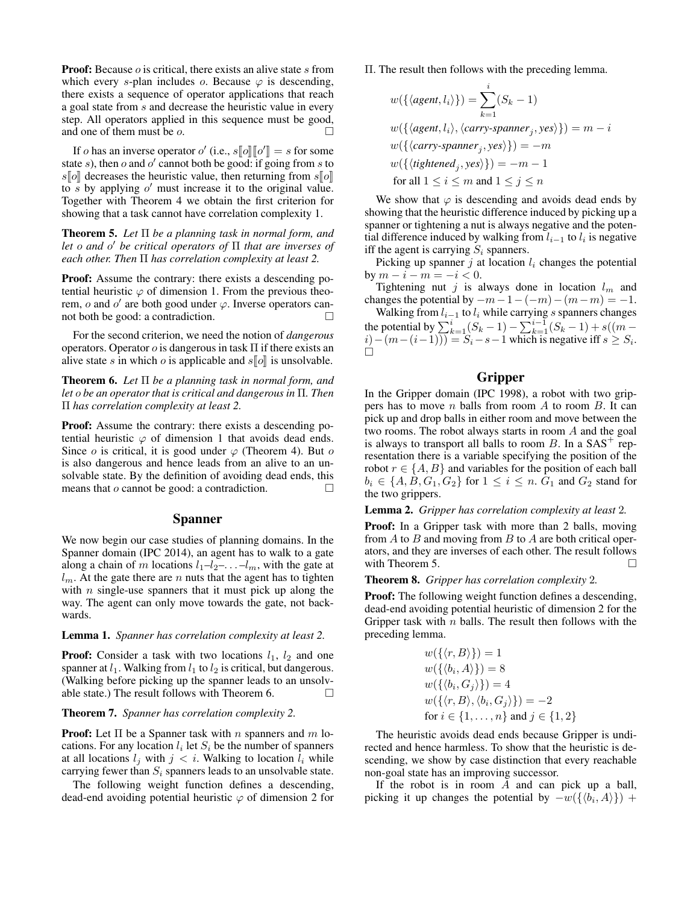**Proof:** Because $o$ is critical, there exists an alive state $s$ from which every $s$-plan includes $o$. Because $\varphi$ is descending, there exists a sequence of operator applications that reach a goal state from $s$ and decrease the heuristic value in every step. All operators applied in this sequence must be good, and one of them must be $o$. $\square$

If $o$ has an inverse operator $o'$ (i.e., $s[\![o]\!][\![o']\!] = s$ for some state $s$), then $o$ and $o'$ cannot both be good: if going from $s$ to $s[\![o]\!]$ decreases the heuristic value, then returning from $s[\![o]\!]$ to $s$ by applying $o'$ must increase it to the original value. Together with Theorem 4 we obtain the first criterion for showing that a task cannot have correlation complexity 1.

**Theorem 5.** *Let $\Pi$ be a planning task in normal form, and let $o$ and $o'$ be critical operators of $\Pi$ that are inverses of each other. Then $\Pi$ has correlation complexity at least 2.*

**Proof:** Assume the contrary: there exists a descending potential heuristic $\varphi$ of dimension 1. From the previous theorem, $o$ and $o'$ are both good under $\varphi$. Inverse operators cannot both be good: a contradiction. $\square$

For the second criterion, we need the notion of *dangerous* operators. Operator $o$ is dangerous in task $\Pi$ if there exists an alive state $s$ in which $o$ is applicable and $s[\![o]\!]$ is unsolvable.

**Theorem 6.** *Let $\Pi$ be a planning task in normal form, and let $o$ be an operator that is critical and dangerous in $\Pi$. Then $\Pi$ has correlation complexity at least 2.*

**Proof:** Assume the contrary: there exists a descending potential heuristic $\varphi$ of dimension 1 that avoids dead ends. Since $o$ is critical, it is good under $\varphi$ (Theorem 4). But $o$ is also dangerous and hence leads from an alive to an unsolvable state. By the definition of avoiding dead ends, this means that $o$ cannot be good: a contradiction. $\square$

## Spanner

We now begin our case studies of planning domains. In the Spanner domain (IPC 2014), an agent has to walk to a gate along a chain of $m$ locations $l_1$–$l_2$–$\ldots$–$l_m$, with the gate at $l_m$. At the gate there are $n$ nuts that the agent has to tighten with $n$ single-use spanners that it must pick up along the way. The agent can only move towards the gate, not backwards.

**Lemma 1.** *Spanner has correlation complexity at least 2.*

**Proof:** Consider a task with two locations $l_1$, $l_2$ and one spanner at $l_1$. Walking from $l_1$ to $l_2$ is critical, but dangerous. (Walking before picking up the spanner leads to an unsolvable state.) The result follows with Theorem 6. $\square$

**Theorem 7.** *Spanner has correlation complexity 2.*

**Proof:** Let $\Pi$ be a Spanner task with $n$ spanners and $m$ locations. For any location $l_i$ let $S_i$ be the number of spanners at all locations $l_j$ with $j < i$. Walking to location $l_i$ while carrying fewer than $S_i$ spanners leads to an unsolvable state.

The following weight function defines a descending, dead-end avoiding potential heuristic $\varphi$ of dimension 2 for $\Pi$. The result then follows with the preceding lemma.

$$
\begin{aligned}
&w(\{\langle \mathit{agent}, l_i \rangle\}) = \sum_{k=1}^{i} (S_k - 1) \\
&w(\{\langle \mathit{agent}, l_i \rangle, \langle \mathit{carry\text{-}spanner}_j, \mathit{yes} \rangle\}) = m - i \\
&w(\{\langle \mathit{carry\text{-}spanner}_j, \mathit{yes} \rangle\}) = -m \\
&w(\{\langle \mathit{tightened}_j, \mathit{yes} \rangle\}) = -m - 1 \\
&\text{for all } 1 \leq i \leq m \text{ and } 1 \leq j \leq n
\end{aligned}
$$

We show that $\varphi$ is descending and avoids dead ends by showing that the heuristic difference induced by picking up a spanner or tightening a nut is always negative and the potential difference induced by walking from $l_{i-1}$ to $l_i$ is negative iff the agent is carrying $S_i$ spanners.

Picking up spanner $j$ at location $l_i$ changes the potential by $m - i - m = -i < 0$.

Tightening nut $j$ is always done in location $l_m$ and changes the potential by $-m - 1 - (-m) - (m - m) = -1$.

Walking from $l_{i-1}$ to $l_i$ while carrying $s$ spanners changes the potential by $\sum_{k=1}^{i}(S_k - 1) - \sum_{k=1}^{i-1}(S_k - 1) + s((m - i) - (m - (i-1))) = S_i - s - 1$ which is negative iff $s \geq S_i$. $\square$

## Gripper

In the Gripper domain (IPC 1998), a robot with two grippers has to move $n$ balls from room $A$ to room $B$. It can pick up and drop balls in either room and move between the two rooms. The robot always starts in room $A$ and the goal is always to transport all balls to room $B$. In a SAS$^+$ representation there is a variable specifying the position of the robot $r \in \{A, B\}$ and variables for the position of each ball $b_i \in \{A, B, G_1, G_2\}$ for $1 \leq i \leq n$. $G_1$ and $G_2$ stand for the two grippers.

**Lemma 2.** *Gripper has correlation complexity at least 2.*

**Proof:** In a Gripper task with more than 2 balls, moving from $A$ to $B$ and moving from $B$ to $A$ are both critical operators, and they are inverses of each other. The result follows with Theorem 5. $\square$

**Theorem 8.** *Gripper has correlation complexity 2.*

**Proof:** The following weight function defines a descending, dead-end avoiding potential heuristic of dimension 2 for the Gripper task with $n$ balls. The result then follows with the preceding lemma.

$$
\begin{aligned}
&w(\{\langle r, B \rangle\}) = 1 \\
&w(\{\langle b_i, A \rangle\}) = 8 \\
&w(\{\langle b_i, G_j \rangle\}) = 4 \\
&w(\{\langle r, B \rangle, \langle b_i, G_j \rangle\}) = -2 \\
&\text{for } i \in \{1, \ldots, n\} \text{ and } j \in \{1, 2\}
\end{aligned}
$$

The heuristic avoids dead ends because Gripper is undirected and hence harmless. To show that the heuristic is descending, we show by case distinction that every reachable non-goal state has an improving successor.

If the robot is in room $A$ and can pick up a ball, picking it up changes the potential by $-w(\{\langle b_i, A \rangle\})$ +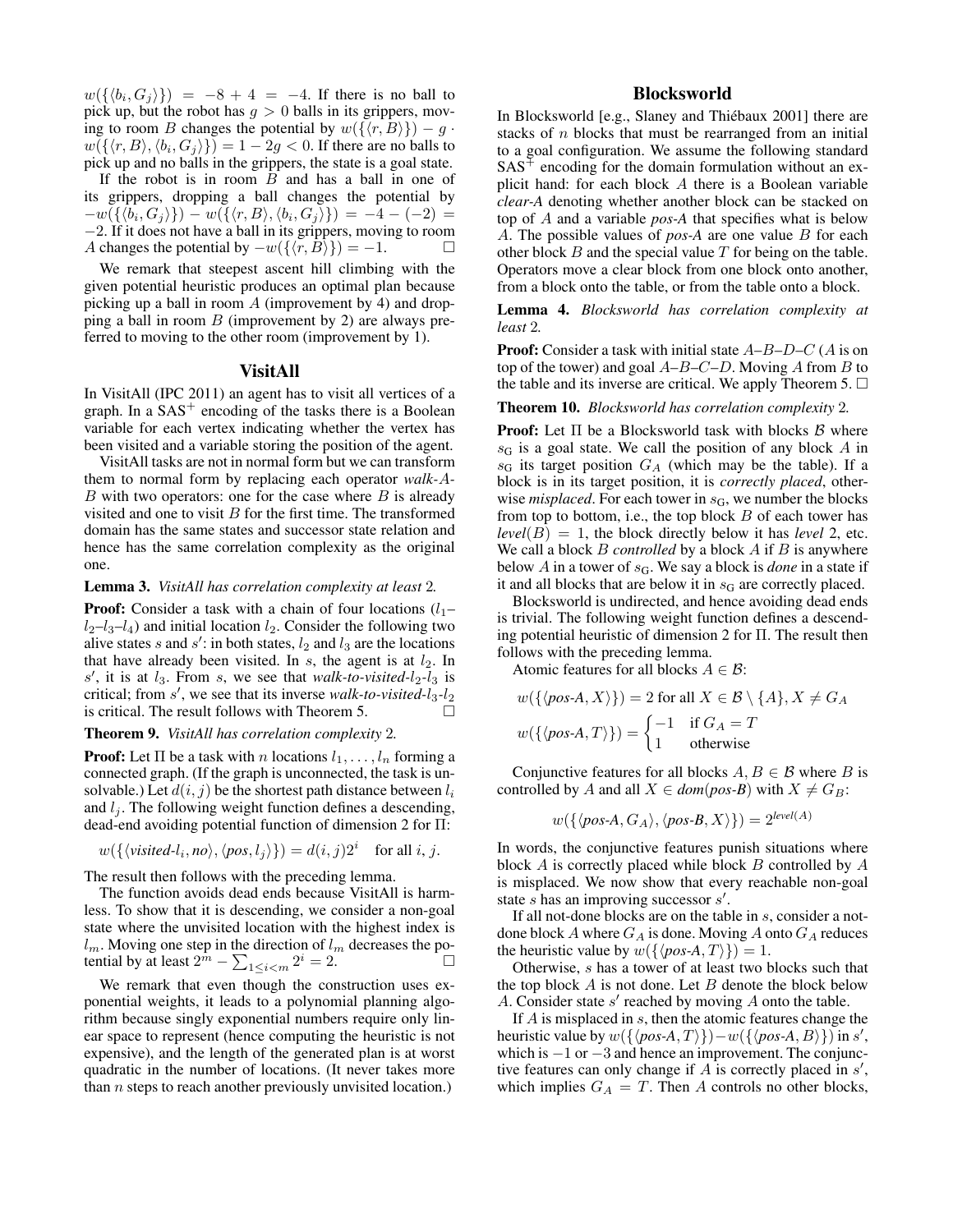$w(\{\langle b_i, G_j\rangle\}) = -8 + 4 = -4$. If there is no ball to pick up, but the robot has $g > 0$ balls in its grippers, moving to room $B$ changes the potential by $w(\{\langle r, B\rangle\}) - g \cdot w(\{\langle r, B\rangle, \langle b_i, G_j\rangle\}) = 1 - 2g < 0$. If there are no balls to pick up and no balls in the grippers, the state is a goal state.

If the robot is in room $B$ and has a ball in one of its grippers, dropping a ball changes the potential by $-w(\{\langle b_i, G_j\rangle\}) - w(\{\langle r, B\rangle, \langle b_i, G_j\rangle\}) = -4 - (-2) = -2$. If it does not have a ball in its grippers, moving to room $A$ changes the potential by $-w(\{\langle r, B\rangle\}) = -1$. □

We remark that steepest ascent hill climbing with the given potential heuristic produces an optimal plan because picking up a ball in room $A$ (improvement by 4) and dropping a ball in room $B$ (improvement by 2) are always preferred to moving to the other room (improvement by 1).

## VisitAll

In VisitAll (IPC 2011) an agent has to visit all vertices of a graph. In a SAS$^+$ encoding of the tasks there is a Boolean variable for each vertex indicating whether the vertex has been visited and a variable storing the position of the agent.

VisitAll tasks are not in normal form but we can transform them to normal form by replacing each operator *walk-A-B* with two operators: one for the case where $B$ is already visited and one to visit $B$ for the first time. The transformed domain has the same states and successor state relation and hence has the same correlation complexity as the original one.

**Lemma 3.** *VisitAll has correlation complexity at least 2.*

**Proof:** Consider a task with a chain of four locations ($l_1$–$l_2$–$l_3$–$l_4$) and initial location $l_2$. Consider the following two alive states $s$ and $s'$: in both states, $l_2$ and $l_3$ are the locations that have already been visited. In $s$, the agent is at $l_2$. In $s'$, it is at $l_3$. From $s$, we see that *walk-to-visited-$l_2$-$l_3$* is critical; from $s'$, we see that its inverse *walk-to-visited-$l_3$-$l_2$* is critical. The result follows with Theorem 5. □

**Theorem 9.** *VisitAll has correlation complexity 2.*

**Proof:** Let $\Pi$ be a task with $n$ locations $l_1, \dots, l_n$ forming a connected graph. (If the graph is unconnected, the task is unsolvable.) Let $d(i, j)$ be the shortest path distance between $l_i$ and $l_j$. The following weight function defines a descending, dead-end avoiding potential function of dimension 2 for $\Pi$:

$$w(\{\langle \textit{visited-}l_i, \textit{no}\rangle, \langle \textit{pos}, l_j\rangle\}) = d(i, j)2^i \quad \text{for all } i, j.$$

The result then follows with the preceding lemma.

The function avoids dead ends because VisitAll is harmless. To show that it is descending, we consider a non-goal state where the unvisited location with the highest index is $l_m$. Moving one step in the direction of $l_m$ decreases the potential by at least $2^m - \sum_{1 \leq i < m} 2^i = 2$. □

We remark that even though the construction uses exponential weights, it leads to a polynomial planning algorithm because singly exponential numbers require only linear space to represent (hence computing the heuristic is not expensive), and the length of the generated plan is at worst quadratic in the number of locations. (It never takes more than $n$ steps to reach another previously unvisited location.)

## Blocksworld

In Blocksworld [e.g., Slaney and Thiébaux 2001] there are stacks of $n$ blocks that must be rearranged from an initial to a goal configuration. We assume the following standard SAS$^+$ encoding for the domain formulation without an explicit hand: for each block $A$ there is a Boolean variable *clear-A* denoting whether another block can be stacked on top of $A$ and a variable *pos-A* that specifies what is below $A$. The possible values of *pos-A* are one value $B$ for each other block $B$ and the special value $T$ for being on the table. Operators move a clear block from one block onto another, from a block onto the table, or from the table onto a block.

**Lemma 4.** *Blocksworld has correlation complexity at least 2.*

**Proof:** Consider a task with initial state $A$–$B$–$D$–$C$ ($A$ is on top of the tower) and goal $A$–$B$–$C$–$D$. Moving $A$ from $B$ to the table and its inverse are critical. We apply Theorem 5. □

**Theorem 10.** *Blocksworld has correlation complexity 2.*

**Proof:** Let $\Pi$ be a Blocksworld task with blocks $\mathcal{B}$ where $s_G$ is a goal state. We call the position of any block $A$ in $s_G$ its target position $G_A$ (which may be the table). If a block is in its target position, it is *correctly placed*, otherwise *misplaced*. For each tower in $s_G$, we number the blocks from top to bottom, i.e., the top block $B$ of each tower has $\textit{level}(B) = 1$, the block directly below it has *level* 2, etc. We call a block $B$ *controlled* by a block $A$ if $B$ is anywhere below $A$ in a tower of $s_G$. We say a block is *done* in a state if it and all blocks that are below it in $s_G$ are correctly placed.

Blocksworld is undirected, and hence avoiding dead ends is trivial. The following weight function defines a descending potential heuristic of dimension 2 for $\Pi$. The result then follows with the preceding lemma.

Atomic features for all blocks $A \in \mathcal{B}$:

$$w(\{\langle \textit{pos-A}, X\rangle\}) = 2 \text{ for all } X \in \mathcal{B} \setminus \{A\}, X \neq G_A$$

$$w(\{\langle \textit{pos-A}, T\rangle\}) = \begin{cases} -1 & \text{if } G_A = T \\ 1 & \text{otherwise} \end{cases}$$

Conjunctive features for all blocks $A, B \in \mathcal{B}$ where $B$ is controlled by $A$ and all $X \in \textit{dom}(\textit{pos-B})$ with $X \neq G_B$:

$$w(\{\langle \textit{pos-A}, G_A\rangle, \langle \textit{pos-B}, X\rangle\}) = 2^{\textit{level}(A)}$$

In words, the conjunctive features punish situations where block $A$ is correctly placed while block $B$ controlled by $A$ is misplaced. We now show that every reachable non-goal state $s$ has an improving successor $s'$.

If all not-done blocks are on the table in $s$, consider a not-done block $A$ where $G_A$ is done. Moving $A$ onto $G_A$ reduces the heuristic value by $w(\{\langle \textit{pos-A}, T\rangle\}) = 1$.

Otherwise, $s$ has a tower of at least two blocks such that the top block $A$ is not done. Let $B$ denote the block below $A$. Consider state $s'$ reached by moving $A$ onto the table.

If $A$ is misplaced in $s$, then the atomic features change the heuristic value by $w(\{\langle \textit{pos-A}, T\rangle\}) - w(\{\langle \textit{pos-A}, B\rangle\})$ in $s'$, which is $-1$ or $-3$ and hence an improvement. The conjunctive features can only change if $A$ is correctly placed in $s'$, which implies $G_A = T$. Then $A$ controls no other blocks,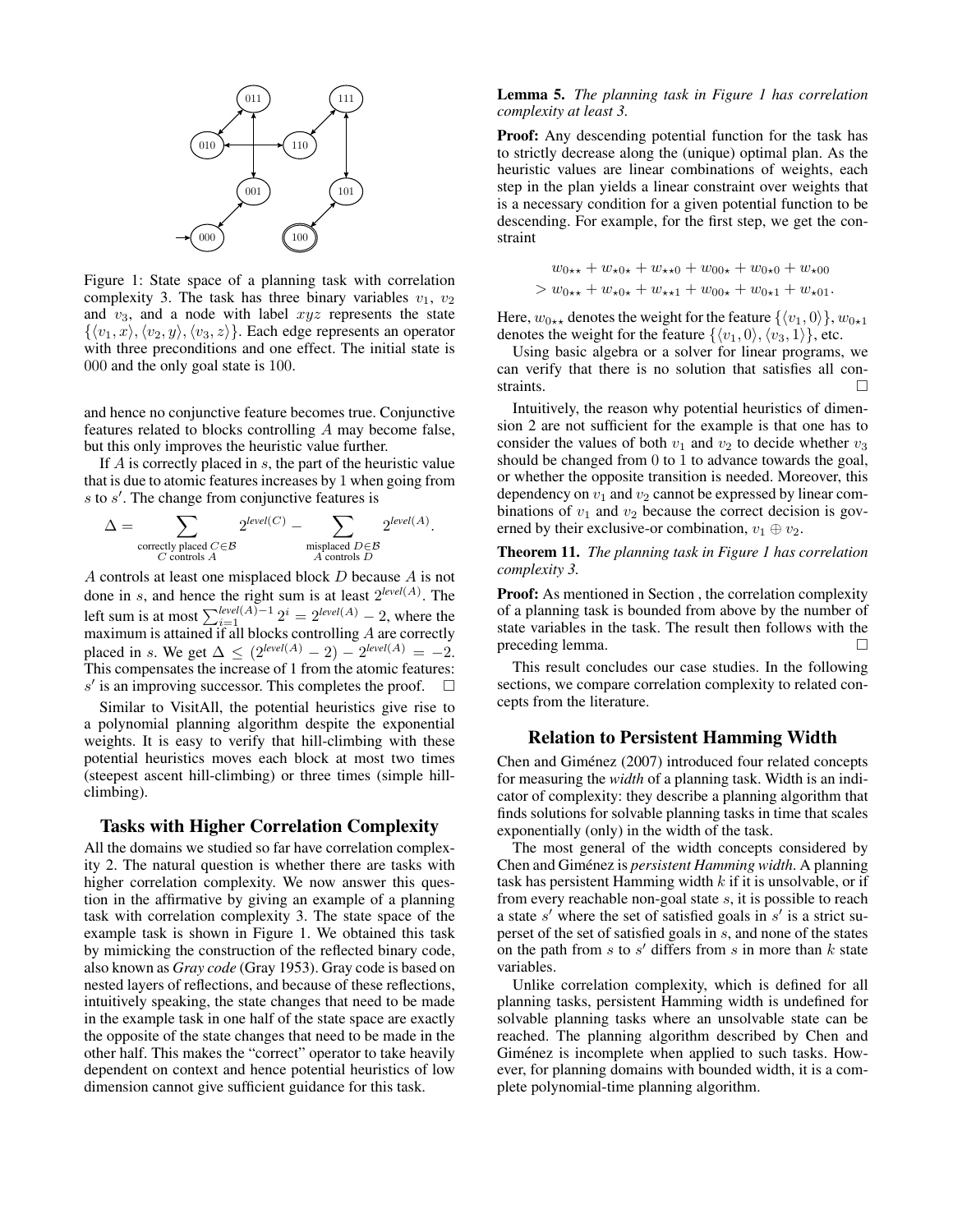Figure 1: State space of a planning task with correlation complexity 3. The task has three binary variables $v_1$, $v_2$ and $v_3$, and a node with label $xyz$ represents the state $\{\langle v_1, x\rangle, \langle v_2, y\rangle, \langle v_3, z\rangle\}$. Each edge represents an operator with three preconditions and one effect. The initial state is 000 and the only goal state is 100.

and hence no conjunctive feature becomes true. Conjunctive features related to blocks controlling $A$ may become false, but this only improves the heuristic value further.

If $A$ is correctly placed in $s$, the part of the heuristic value that is due to atomic features increases by 1 when going from $s$ to $s'$. The change from conjunctive features is

$$\Delta = \sum_{\substack{\text{correctly placed } C \in \mathcal{B} \\ C \text{ controls } A}} 2^{level(C)} - \sum_{\substack{\text{misplaced } D \in \mathcal{B} \\ A \text{ controls } D}} 2^{level(A)}.$$

$A$ controls at least one misplaced block $D$ because $A$ is not done in $s$, and hence the right sum is at least $2^{level(A)}$. The left sum is at most $\sum_{i=1}^{level(A)-1} 2^i = 2^{level(A)} - 2$, where the maximum is attained if all blocks controlling $A$ are correctly placed in $s$. We get $\Delta \leq (2^{level(A)} - 2) - 2^{level(A)} = -2$. This compensates the increase of 1 from the atomic features: $s'$ is an improving successor. This completes the proof. □

Similar to VisitAll, the potential heuristics give rise to a polynomial planning algorithm despite the exponential weights. It is easy to verify that hill-climbing with these potential heuristics moves each block at most two times (steepest ascent hill-climbing) or three times (simple hill-climbing).

## Tasks with Higher Correlation Complexity

All the domains we studied so far have correlation complexity 2. The natural question is whether there are tasks with higher correlation complexity. We now answer this question in the affirmative by giving an example of a planning task with correlation complexity 3. The state space of the example task is shown in Figure 1. We obtained this task by mimicking the construction of the reflected binary code, also known as *Gray code* (Gray 1953). Gray code is based on nested layers of reflections, and because of these reflections, intuitively speaking, the state changes that need to be made in the example task in one half of the state space are exactly the opposite of the state changes that need to be made in the other half. This makes the "correct" operator to take heavily dependent on context and hence potential heuristics of low dimension cannot give sufficient guidance for this task.

**Lemma 5.** *The planning task in Figure 1 has correlation complexity at least 3.*

**Proof:** Any descending potential function for the task has to strictly decrease along the (unique) optimal plan. As the heuristic values are linear combinations of weights, each step in the plan yields a linear constraint over weights that is a necessary condition for a given potential function to be descending. For example, for the first step, we get the constraint

$$\begin{aligned} &w_{0\star\star} + w_{\star0\star} + w_{\star\star0} + w_{00\star} + w_{0\star0} + w_{\star00} \\ > &w_{0\star\star} + w_{\star0\star} + w_{\star\star1} + w_{00\star} + w_{0\star1} + w_{\star01}. \end{aligned}$$

Here, $w_{0\star\star}$ denotes the weight for the feature $\{\langle v_1, 0\rangle\}$, $w_{0\star1}$ denotes the weight for the feature $\{\langle v_1, 0\rangle, \langle v_3, 1\rangle\}$, etc.

Using basic algebra or a solver for linear programs, we can verify that there is no solution that satisfies all constraints. □

Intuitively, the reason why potential heuristics of dimension 2 are not sufficient for the example is that one has to consider the values of both $v_1$ and $v_2$ to decide whether $v_3$ should be changed from 0 to 1 to advance towards the goal, or whether the opposite transition is needed. Moreover, this dependency on $v_1$ and $v_2$ cannot be expressed by linear combinations of $v_1$ and $v_2$ because the correct decision is governed by their exclusive-or combination, $v_1 \oplus v_2$.

**Theorem 11.** *The planning task in Figure 1 has correlation complexity 3.*

**Proof:** As mentioned in Section , the correlation complexity of a planning task is bounded from above by the number of state variables in the task. The result then follows with the preceding lemma. □

This result concludes our case studies. In the following sections, we compare correlation complexity to related concepts from the literature.

## Relation to Persistent Hamming Width

Chen and Giménez (2007) introduced four related concepts for measuring the *width* of a planning task. Width is an indicator of complexity: they describe a planning algorithm that finds solutions for solvable planning tasks in time that scales exponentially (only) in the width of the task.

The most general of the width concepts considered by Chen and Giménez is *persistent Hamming width*. A planning task has persistent Hamming width $k$ if it is unsolvable, or if from every reachable non-goal state $s$, it is possible to reach a state $s'$ where the set of satisfied goals in $s'$ is a strict superset of the set of satisfied goals in $s$, and none of the states on the path from $s$ to $s'$ differs from $s$ in more than $k$ state variables.

Unlike correlation complexity, which is defined for all planning tasks, persistent Hamming width is undefined for solvable planning tasks where an unsolvable state can be reached. The planning algorithm described by Chen and Giménez is incomplete when applied to such tasks. However, for planning domains with bounded width, it is a complete polynomial-time planning algorithm.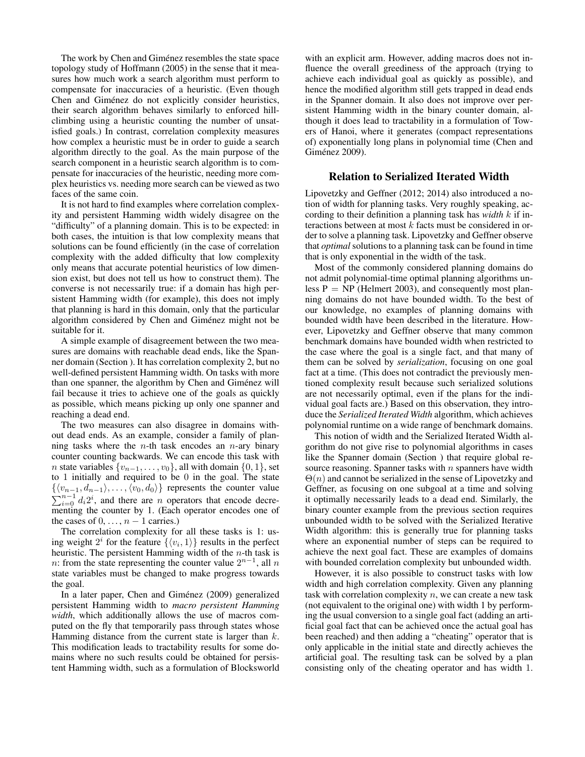The work by Chen and Giménez resembles the state space topology study of Hoffmann (2005) in the sense that it measures how much work a search algorithm must perform to compensate for inaccuracies of a heuristic. (Even though Chen and Giménez do not explicitly consider heuristics, their search algorithm behaves similarly to enforced hill-climbing using a heuristic counting the number of unsatisfied goals.) In contrast, correlation complexity measures how complex a heuristic must be in order to guide a search algorithm directly to the goal. As the main purpose of the search component in a heuristic search algorithm is to compensate for inaccuracies of the heuristic, needing more complex heuristics vs. needing more search can be viewed as two faces of the same coin.

It is not hard to find examples where correlation complexity and persistent Hamming width widely disagree on the "difficulty" of a planning domain. This is to be expected: in both cases, the intuition is that low complexity means that solutions can be found efficiently (in the case of correlation complexity with the added difficulty that low complexity only means that accurate potential heuristics of low dimension exist, but does not tell us how to construct them). The converse is not necessarily true: if a domain has high persistent Hamming width (for example), this does not imply that planning is hard in this domain, only that the particular algorithm considered by Chen and Giménez might not be suitable for it.

A simple example of disagreement between the two measures are domains with reachable dead ends, like the Spanner domain (Section ). It has correlation complexity 2, but no well-defined persistent Hamming width. On tasks with more than one spanner, the algorithm by Chen and Giménez will fail because it tries to achieve one of the goals as quickly as possible, which means picking up only one spanner and reaching a dead end.

The two measures can also disagree in domains without dead ends. As an example, consider a family of planning tasks where the $n$-th task encodes an $n$-ary binary counter counting backwards. We can encode this task with $n$ state variables $\{v_{n-1}, \dots, v_0\}$, all with domain $\{0, 1\}$, set to 1 initially and required to be 0 in the goal. The state $\{\langle v_{n-1}, d_{n-1}\rangle, \dots, \langle v_0, d_0\rangle\}$ represents the counter value $\sum_{i=0}^{n-1} d_i 2^i$, and there are $n$ operators that encode decrementing the counter by 1. (Each operator encodes one of the cases of $0, \dots, n-1$ carries.)

The correlation complexity for all these tasks is 1: using weight $2^i$ for the feature $\{\langle v_i, 1\rangle\}$ results in the perfect heuristic. The persistent Hamming width of the $n$-th task is $n$: from the state representing the counter value $2^{n-1}$, all $n$ state variables must be changed to make progress towards the goal.

In a later paper, Chen and Giménez (2009) generalized persistent Hamming width to *macro persistent Hamming width*, which additionally allows the use of macros computed on the fly that temporarily pass through states whose Hamming distance from the current state is larger than $k$. This modification leads to tractability results for some domains where no such results could be obtained for persistent Hamming width, such as a formulation of Blocksworld with an explicit arm. However, adding macros does not influence the overall greediness of the approach (trying to achieve each individual goal as quickly as possible), and hence the modified algorithm still gets trapped in dead ends in the Spanner domain. It also does not improve over persistent Hamming width in the binary counter domain, although it does lead to tractability in a formulation of Towers of Hanoi, where it generates (compact representations of) exponentially long plans in polynomial time (Chen and Giménez 2009).

## Relation to Serialized Iterated Width

Lipovetzky and Geffner (2012; 2014) also introduced a notion of width for planning tasks. Very roughly speaking, according to their definition a planning task has *width* $k$ if interactions between at most $k$ facts must be considered in order to solve a planning task. Lipovetzky and Geffner observe that *optimal* solutions to a planning task can be found in time that is only exponential in the width of the task.

Most of the commonly considered planning domains do not admit polynomial-time optimal planning algorithms unless P = NP (Helmert 2003), and consequently most planning domains do not have bounded width. To the best of our knowledge, no examples of planning domains with bounded width have been described in the literature. However, Lipovetzky and Geffner observe that many common benchmark domains have bounded width when restricted to the case where the goal is a single fact, and that many of them can be solved by *serialization*, focusing on one goal fact at a time. (This does not contradict the previously mentioned complexity result because such serialized solutions are not necessarily optimal, even if the plans for the individual goal facts are.) Based on this observation, they introduce the *Serialized Iterated Width* algorithm, which achieves polynomial runtime on a wide range of benchmark domains.

This notion of width and the Serialized Iterated Width algorithm do not give rise to polynomial algorithms in cases like the Spanner domain (Section ) that require global resource reasoning. Spanner tasks with $n$ spanners have width $\Theta(n)$ and cannot be serialized in the sense of Lipovetzky and Geffner, as focusing on one subgoal at a time and solving it optimally necessarily leads to a dead end. Similarly, the binary counter example from the previous section requires unbounded width to be solved with the Serialized Iterative Width algorithm: this is generally true for planning tasks where an exponential number of steps can be required to achieve the next goal fact. These are examples of domains with bounded correlation complexity but unbounded width.

However, it is also possible to construct tasks with low width and high correlation complexity. Given any planning task with correlation complexity $n$, we can create a new task (not equivalent to the original one) with width 1 by performing the usual conversion to a single goal fact (adding an artificial goal fact that can be achieved once the actual goal has been reached) and then adding a "cheating" operator that is only applicable in the initial state and directly achieves the artificial goal. The resulting task can be solved by a plan consisting only of the cheating operator and has width 1.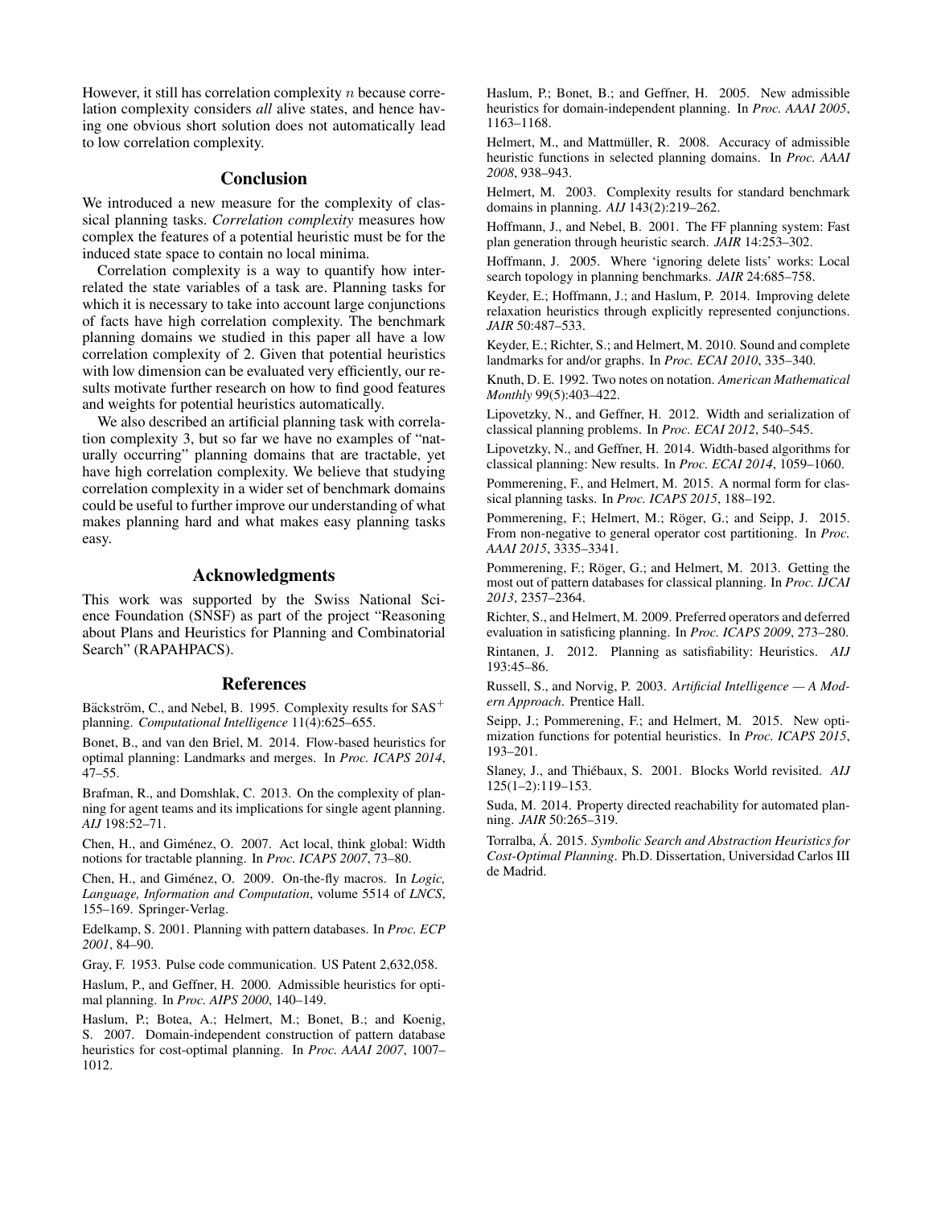However, it still has correlation complexity $n$ because correlation complexity considers *all* alive states, and hence having one obvious short solution does not automatically lead to low correlation complexity.

## Conclusion

We introduced a new measure for the complexity of classical planning tasks. *Correlation complexity* measures how complex the features of a potential heuristic must be for the induced state space to contain no local minima.

Correlation complexity is a way to quantify how interrelated the state variables of a task are. Planning tasks for which it is necessary to take into account large conjunctions of facts have high correlation complexity. The benchmark planning domains we studied in this paper all have a low correlation complexity of 2. Given that potential heuristics with low dimension can be evaluated very efficiently, our results motivate further research on how to find good features and weights for potential heuristics automatically.

We also described an artificial planning task with correlation complexity 3, but so far we have no examples of "naturally occurring" planning domains that are tractable, yet have high correlation complexity. We believe that studying correlation complexity in a wider set of benchmark domains could be useful to further improve our understanding of what makes planning hard and what makes easy planning tasks easy.

## Acknowledgments

This work was supported by the Swiss National Science Foundation (SNSF) as part of the project "Reasoning about Plans and Heuristics for Planning and Combinatorial Search" (RAPAHPACS).

## References

Bäckström, C., and Nebel, B. 1995. Complexity results for SAS$^+$ planning. *Computational Intelligence* 11(4):625–655.

Bonet, B., and van den Briel, M. 2014. Flow-based heuristics for optimal planning: Landmarks and merges. In *Proc. ICAPS 2014*, 47–55.

Brafman, R., and Domshlak, C. 2013. On the complexity of planning for agent teams and its implications for single agent planning. *AIJ* 198:52–71.

Chen, H., and Giménez, O. 2007. Act local, think global: Width notions for tractable planning. In *Proc. ICAPS 2007*, 73–80.

Chen, H., and Giménez, O. 2009. On-the-fly macros. In *Logic, Language, Information and Computation*, volume 5514 of *LNCS*, 155–169. Springer-Verlag.

Edelkamp, S. 2001. Planning with pattern databases. In *Proc. ECP 2001*, 84–90.

Gray, F. 1953. Pulse code communication. US Patent 2,632,058.

Haslum, P., and Geffner, H. 2000. Admissible heuristics for optimal planning. In *Proc. AIPS 2000*, 140–149.

Haslum, P.; Botea, A.; Helmert, M.; Bonet, B.; and Koenig, S. 2007. Domain-independent construction of pattern database heuristics for cost-optimal planning. In *Proc. AAAI 2007*, 1007–1012.

Haslum, P.; Bonet, B.; and Geffner, H. 2005. New admissible heuristics for domain-independent planning. In *Proc. AAAI 2005*, 1163–1168.

Helmert, M., and Mattmüller, R. 2008. Accuracy of admissible heuristic functions in selected planning domains. In *Proc. AAAI 2008*, 938–943.

Helmert, M. 2003. Complexity results for standard benchmark domains in planning. *AIJ* 143(2):219–262.

Hoffmann, J., and Nebel, B. 2001. The FF planning system: Fast plan generation through heuristic search. *JAIR* 14:253–302.

Hoffmann, J. 2005. Where 'ignoring delete lists' works: Local search topology in planning benchmarks. *JAIR* 24:685–758.

Keyder, E.; Hoffmann, J.; and Haslum, P. 2014. Improving delete relaxation heuristics through explicitly represented conjunctions. *JAIR* 50:487–533.

Keyder, E.; Richter, S.; and Helmert, M. 2010. Sound and complete landmarks for and/or graphs. In *Proc. ECAI 2010*, 335–340.

Knuth, D. E. 1992. Two notes on notation. *American Mathematical Monthly* 99(5):403–422.

Lipovetzky, N., and Geffner, H. 2012. Width and serialization of classical planning problems. In *Proc. ECAI 2012*, 540–545.

Lipovetzky, N., and Geffner, H. 2014. Width-based algorithms for classical planning: New results. In *Proc. ECAI 2014*, 1059–1060.

Pommerening, F., and Helmert, M. 2015. A normal form for classical planning tasks. In *Proc. ICAPS 2015*, 188–192.

Pommerening, F.; Helmert, M.; Röger, G.; and Seipp, J. 2015. From non-negative to general operator cost partitioning. In *Proc. AAAI 2015*, 3335–3341.

Pommerening, F.; Röger, G.; and Helmert, M. 2013. Getting the most out of pattern databases for classical planning. In *Proc. IJCAI 2013*, 2357–2364.

Richter, S., and Helmert, M. 2009. Preferred operators and deferred evaluation in satisficing planning. In *Proc. ICAPS 2009*, 273–280.

Rintanen, J. 2012. Planning as satisfiability: Heuristics. *AIJ* 193:45–86.

Russell, S., and Norvig, P. 2003. *Artificial Intelligence — A Modern Approach*. Prentice Hall.

Seipp, J.; Pommerening, F.; and Helmert, M. 2015. New optimization functions for potential heuristics. In *Proc. ICAPS 2015*, 193–201.

Slaney, J., and Thiébaux, S. 2001. Blocks World revisited. *AIJ* 125(1–2):119–153.

Suda, M. 2014. Property directed reachability for automated planning. *JAIR* 50:265–319.

Torralba, Á. 2015. *Symbolic Search and Abstraction Heuristics for Cost-Optimal Planning*. Ph.D. Dissertation, Universidad Carlos III de Madrid.